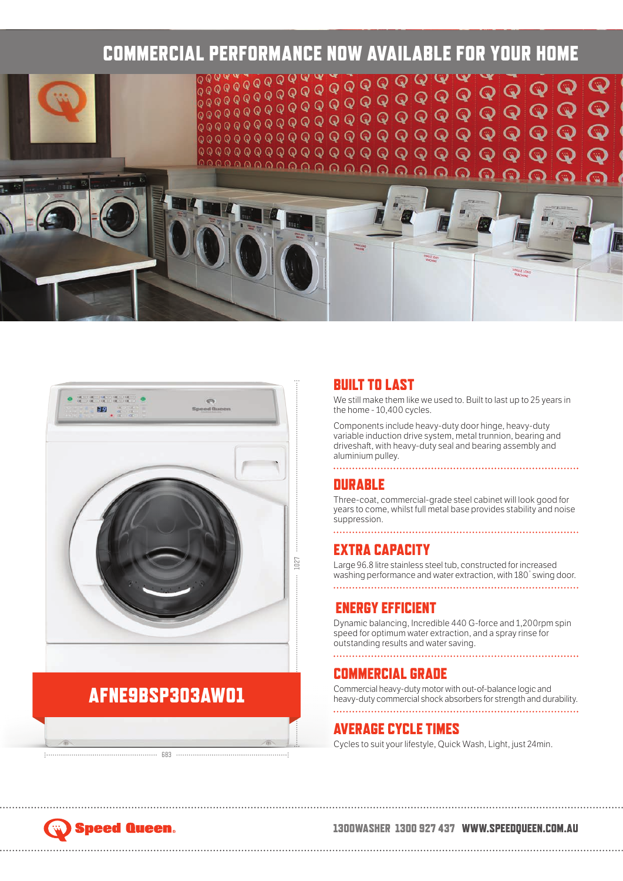# COMMERCIAL PERFORMANCE NOW AVAILABLE FOR YOUR HOME

## AFNE9BSP303AW01

1027

683

## BUILT TO LAST

We still make them like we used to. Built to last up to 25 years in the home - 10,400 cycles.

Components include heavy-duty door hinge, heavy-duty variable induction drive system, metal trunnion, bearing and driveshaft, with heavy-duty seal and bearing assembly and aluminium pulley.

## DURABLE

Three-coat, commercial-grade steel cabinet will look good for years to come, whilst full metal base provides stability and noise suppression.

## EXTRA CAPACITY

Large 96.8 litre stainless steel tub, constructed for increased washing performance and water extraction, with 180° swing door.

## ENERGY EFFICIENT

Dynamic balancing, Incredible 440 G-force and 1,200rpm spin speed for optimum water extraction, and a spray rinse for outstanding results and water saving.

## COMMERCIAL GRADE

Commercial heavy-duty motor with out-of-balance logic and heavy-duty commercial shock absorbers for strength and durability.

## AVERAGE CYCLE TIMES

Cycles to suit your lifestyle, Quick Wash, Light, just 24min.

Speed Queen.

1300WASHER 1300 927 437 WWW.SPEEDQUEEN.COM.AU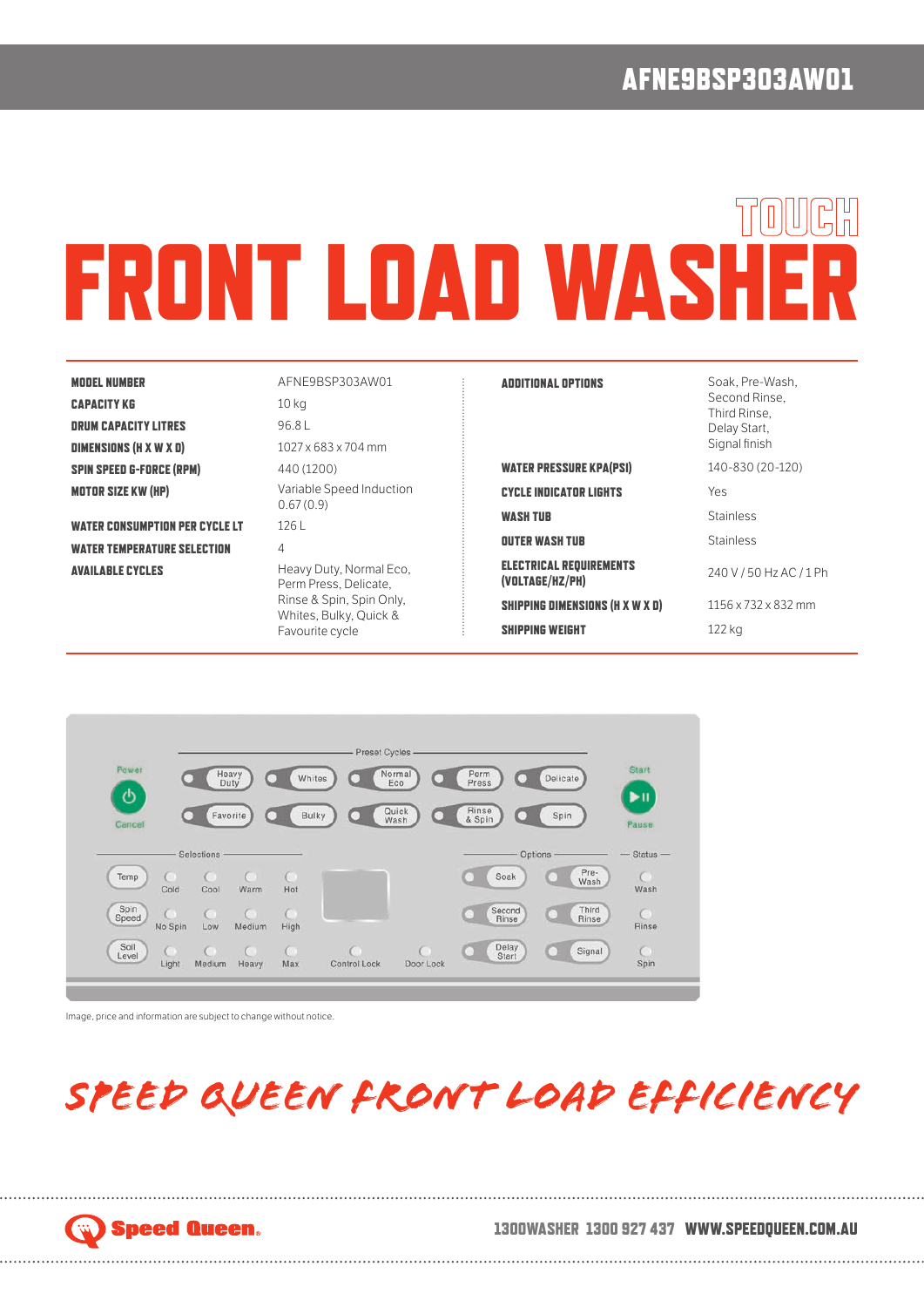AFNE9BSP303AW01

# TOUCH FRONT LOAD WASHER

| | |
|---|---|
| **MODEL NUMBER** | AFNE9BSP303AW01 |
| **CAPACITY KG** | 10 kg |
| **DRUM CAPACITY LITRES** | 96.8 L |
| **DIMENSIONS (H X W X D)** | 1027 x 683 x 704 mm |
| **SPIN SPEED G-FORCE (RPM)** | 440 (1200) |
| **MOTOR SIZE KW (HP)** | Variable Speed Induction 0.67 (0.9) |
| **WATER CONSUMPTION PER CYCLE LT** | 126 L |
| **WATER TEMPERATURE SELECTION** | 4 |
| **AVAILABLE CYCLES** | Heavy Duty, Normal Eco, Perm Press, Delicate, Rinse & Spin, Spin Only, Whites, Bulky, Quick & Favourite cycle |
| **ADDITIONAL OPTIONS** | Soak, Pre-Wash, Second Rinse, Third Rinse, Delay Start, Signal finish |
| **WATER PRESSURE KPA(PSI)** | 140-830 (20-120) |
| **CYCLE INDICATOR LIGHTS** | Yes |
| **WASH TUB** | Stainless |
| **OUTER WASH TUB** | Stainless |
| **ELECTRICAL REQUIREMENTS (VOLTAGE/HZ/PH)** | 240 V / 50 Hz AC / 1 Ph |
| **SHIPPING DIMENSIONS (H X W X D)** | 1156 x 732 x 832 mm |
| **SHIPPING WEIGHT** | 122 kg |

Power
Cancel
Preset Cycles
Heavy Duty
Whites
Normal Eco
Perm Press
Delicate
Favorite
Bulky
Quick Wash
Rinse & Spin
Spin
Start
Pause
Selections
Temp
Cold
Cool
Warm
Hot
Spin Speed
No Spin
Low
Medium
High
Soil Level
Light
Medium
Heavy
Max
Control Lock
Door Lock
Options
Soak
Pre-Wash
Second Rinse
Third Rinse
Delay Start
Signal
Status
Wash
Rinse
Spin

Image, price and information are subject to change without notice.

## SPEED QUEEN FRONT LOAD EFFICIENCY

Speed Queen. 1300WASHER 1300 927 437 WWW.SPEEDQUEEN.COM.AU